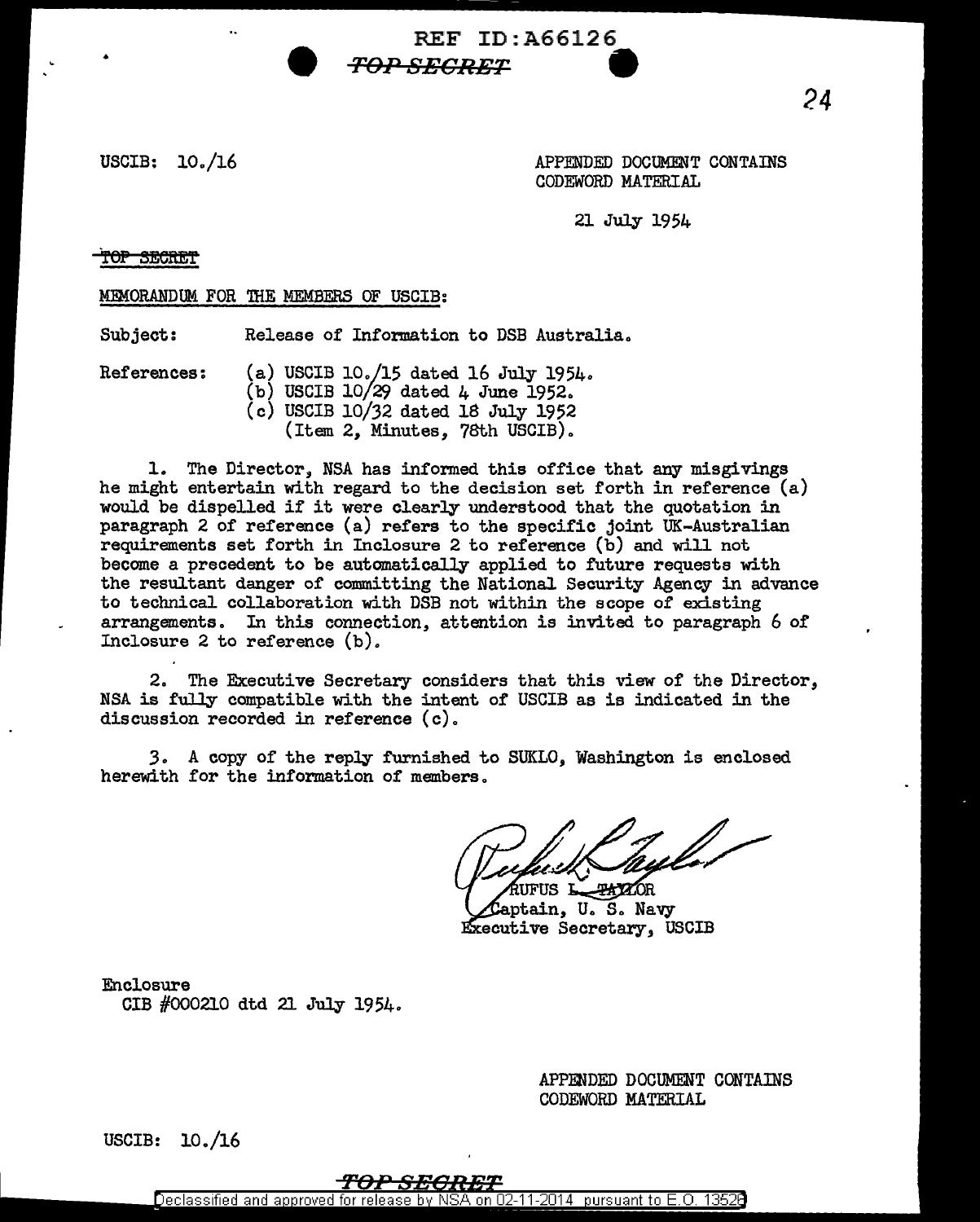REF ID:A66126

~~TOP SECRET~~

USCIB: 10./16

APPENDED DOCUMENT CONTAINS CODEWORD MATERIAL

21 July 1954

~~TOP SECRET~~

MEMORANDUM FOR THE MEMBERS OF USCIB:

Subject: Release of Information to DSB Australia.

References: (a) USCIB 10./15 dated 16 July 1954.
(b) USCIB 10/29 dated 4 June 1952.
(c) USCIB 10/32 dated 18 July 1952 (Item 2, Minutes, 78th USCIB).

1. The Director, NSA has informed this office that any misgivings he might entertain with regard to the decision set forth in reference (a) would be dispelled if it were clearly understood that the quotation in paragraph 2 of reference (a) refers to the specific joint UK-Australian requirements set forth in Inclosure 2 to reference (b) and will not become a precedent to be automatically applied to future requests with the resultant danger of committing the National Security Agency in advance to technical collaboration with DSB not within the scope of existing arrangements. In this connection, attention is invited to paragraph 6 of Inclosure 2 to reference (b).

2. The Executive Secretary considers that this view of the Director, NSA is fully compatible with the intent of USCIB as is indicated in the discussion recorded in reference (c).

3. A copy of the reply furnished to SUKLO, Washington is enclosed herewith for the information of members.

RUFUS L. TAYLOR
Captain, U. S. Navy
Executive Secretary, USCIB

Enclosure
CIB #000210 dtd 21 July 1954.

APPENDED DOCUMENT CONTAINS CODEWORD MATERIAL

USCIB: 10./16

~~TOP SECRET~~

Declassified and approved for release by NSA on 02-11-2014 pursuant to E.O. 13526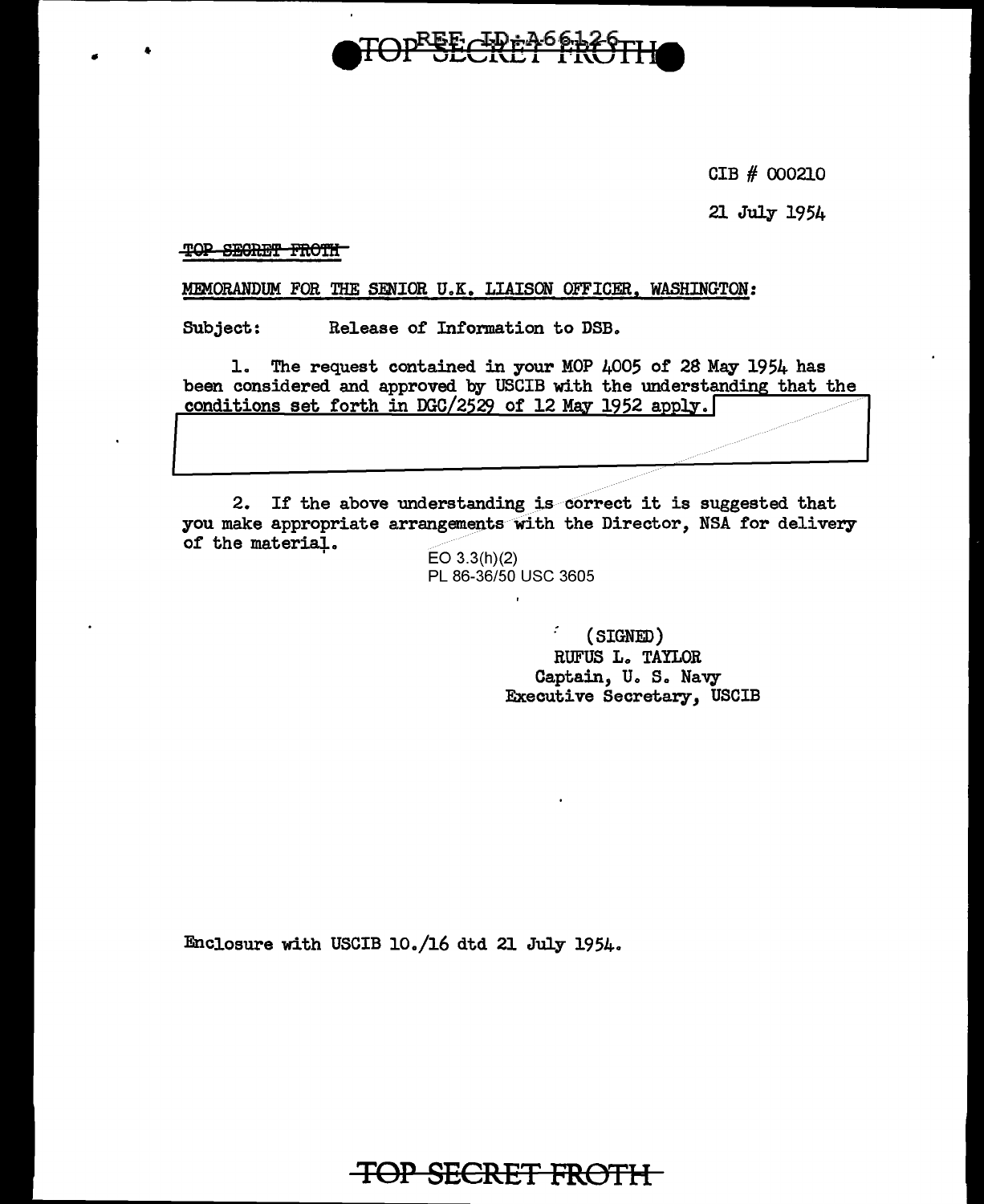REF ID:A66126

CIB # 000210

21 July 1954

~~TOP SECRET FROTH~~

MEMORANDUM FOR THE SENIOR U.K. LIAISON OFFICER, WASHINGTON:

Subject: Release of Information to DSB.

1. The request contained in your MOP 4005 of 28 May 1954 has been considered and approved by USCIB with the understanding that the conditions set forth in DGC/2529 of 12 May 1952 apply.

2. If the above understanding is correct it is suggested that you make appropriate arrangements with the Director, NSA for delivery of the material.

EO 3.3(h)(2)
PL 86-36/50 USC 3605

(SIGNED)
RUFUS L. TAYLOR
Captain, U. S. Navy
Executive Secretary, USCIB

Enclosure with USCIB 10./16 dtd 21 July 1954.

~~TOP SECRET FROTH~~